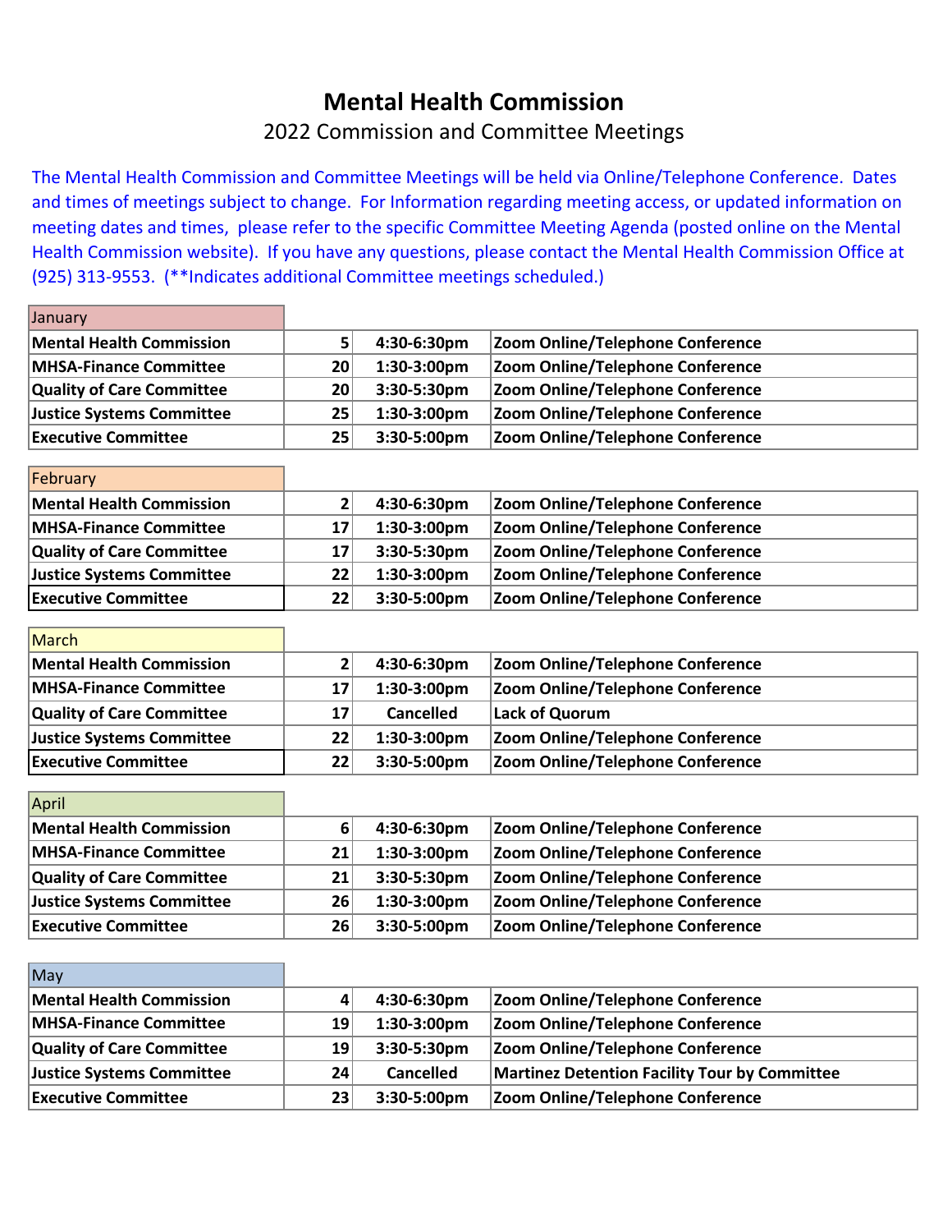# Mental Health Commission

## 2022 Commission and Committee Meetings

The Mental Health Commission and Committee Meetings will be held via Online/Telephone Conference. Dates and times of meetings subject to change. For Information regarding meeting access, or updated information on meeting dates and times, please refer to the specific Committee Meeting Agenda (posted online on the Mental Health Commission website). If you have any questions, please contact the Mental Health Commission Office at (925) 313-9553. (**Indicates additional Committee meetings scheduled.)

| January | | | |
|---|---|---|---|
| **Mental Health Commission** | **5** | **4:30-6:30pm** | **Zoom Online/Telephone Conference** |
| **MHSA-Finance Committee** | **20** | **1:30-3:00pm** | **Zoom Online/Telephone Conference** |
| **Quality of Care Committee** | **20** | **3:30-5:30pm** | **Zoom Online/Telephone Conference** |
| **Justice Systems Committee** | **25** | **1:30-3:00pm** | **Zoom Online/Telephone Conference** |
| **Executive Committee** | **25** | **3:30-5:00pm** | **Zoom Online/Telephone Conference** |

| February | | | |
|---|---|---|---|
| **Mental Health Commission** | **2** | **4:30-6:30pm** | **Zoom Online/Telephone Conference** |
| **MHSA-Finance Committee** | **17** | **1:30-3:00pm** | **Zoom Online/Telephone Conference** |
| **Quality of Care Committee** | **17** | **3:30-5:30pm** | **Zoom Online/Telephone Conference** |
| **Justice Systems Committee** | **22** | **1:30-3:00pm** | **Zoom Online/Telephone Conference** |
| **Executive Committee** | **22** | **3:30-5:00pm** | **Zoom Online/Telephone Conference** |

| March | | | |
|---|---|---|---|
| **Mental Health Commission** | **2** | **4:30-6:30pm** | **Zoom Online/Telephone Conference** |
| **MHSA-Finance Committee** | **17** | **1:30-3:00pm** | **Zoom Online/Telephone Conference** |
| **Quality of Care Committee** | **17** | **Cancelled** | **Lack of Quorum** |
| **Justice Systems Committee** | **22** | **1:30-3:00pm** | **Zoom Online/Telephone Conference** |
| **Executive Committee** | **22** | **3:30-5:00pm** | **Zoom Online/Telephone Conference** |

| April | | | |
|---|---|---|---|
| **Mental Health Commission** | **6** | **4:30-6:30pm** | **Zoom Online/Telephone Conference** |
| **MHSA-Finance Committee** | **21** | **1:30-3:00pm** | **Zoom Online/Telephone Conference** |
| **Quality of Care Committee** | **21** | **3:30-5:30pm** | **Zoom Online/Telephone Conference** |
| **Justice Systems Committee** | **26** | **1:30-3:00pm** | **Zoom Online/Telephone Conference** |
| **Executive Committee** | **26** | **3:30-5:00pm** | **Zoom Online/Telephone Conference** |

| May | | | |
|---|---|---|---|
| **Mental Health Commission** | **4** | **4:30-6:30pm** | **Zoom Online/Telephone Conference** |
| **MHSA-Finance Committee** | **19** | **1:30-3:00pm** | **Zoom Online/Telephone Conference** |
| **Quality of Care Committee** | **19** | **3:30-5:30pm** | **Zoom Online/Telephone Conference** |
| **Justice Systems Committee** | **24** | **Cancelled** | **Martinez Detention Facility Tour by Committee** |
| **Executive Committee** | **23** | **3:30-5:00pm** | **Zoom Online/Telephone Conference** |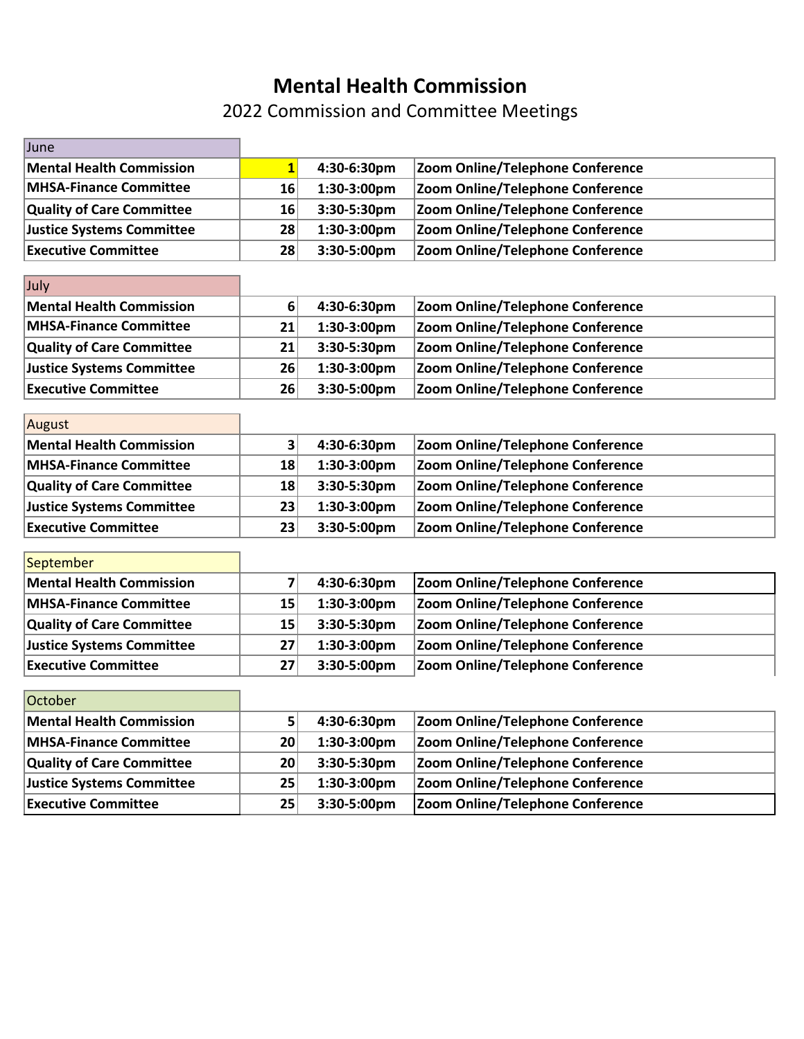# Mental Health Commission

2022 Commission and Committee Meetings

| June | | | |
|---|---|---|---|
| **Mental Health Commission** | **1** | **4:30-6:30pm** | **Zoom Online/Telephone Conference** |
| **MHSA-Finance Committee** | **16** | **1:30-3:00pm** | **Zoom Online/Telephone Conference** |
| **Quality of Care Committee** | **16** | **3:30-5:30pm** | **Zoom Online/Telephone Conference** |
| **Justice Systems Committee** | **28** | **1:30-3:00pm** | **Zoom Online/Telephone Conference** |
| **Executive Committee** | **28** | **3:30-5:00pm** | **Zoom Online/Telephone Conference** |

| July | | | |
|---|---|---|---|
| **Mental Health Commission** | **6** | **4:30-6:30pm** | **Zoom Online/Telephone Conference** |
| **MHSA-Finance Committee** | **21** | **1:30-3:00pm** | **Zoom Online/Telephone Conference** |
| **Quality of Care Committee** | **21** | **3:30-5:30pm** | **Zoom Online/Telephone Conference** |
| **Justice Systems Committee** | **26** | **1:30-3:00pm** | **Zoom Online/Telephone Conference** |
| **Executive Committee** | **26** | **3:30-5:00pm** | **Zoom Online/Telephone Conference** |

| August | | | |
|---|---|---|---|
| **Mental Health Commission** | **3** | **4:30-6:30pm** | **Zoom Online/Telephone Conference** |
| **MHSA-Finance Committee** | **18** | **1:30-3:00pm** | **Zoom Online/Telephone Conference** |
| **Quality of Care Committee** | **18** | **3:30-5:30pm** | **Zoom Online/Telephone Conference** |
| **Justice Systems Committee** | **23** | **1:30-3:00pm** | **Zoom Online/Telephone Conference** |
| **Executive Committee** | **23** | **3:30-5:00pm** | **Zoom Online/Telephone Conference** |

| September | | | |
|---|---|---|---|
| **Mental Health Commission** | **7** | **4:30-6:30pm** | **Zoom Online/Telephone Conference** |
| **MHSA-Finance Committee** | **15** | **1:30-3:00pm** | **Zoom Online/Telephone Conference** |
| **Quality of Care Committee** | **15** | **3:30-5:30pm** | **Zoom Online/Telephone Conference** |
| **Justice Systems Committee** | **27** | **1:30-3:00pm** | **Zoom Online/Telephone Conference** |
| **Executive Committee** | **27** | **3:30-5:00pm** | **Zoom Online/Telephone Conference** |

| October | | | |
|---|---|---|---|
| **Mental Health Commission** | **5** | **4:30-6:30pm** | **Zoom Online/Telephone Conference** |
| **MHSA-Finance Committee** | **20** | **1:30-3:00pm** | **Zoom Online/Telephone Conference** |
| **Quality of Care Committee** | **20** | **3:30-5:30pm** | **Zoom Online/Telephone Conference** |
| **Justice Systems Committee** | **25** | **1:30-3:00pm** | **Zoom Online/Telephone Conference** |
| **Executive Committee** | **25** | **3:30-5:00pm** | **Zoom Online/Telephone Conference** |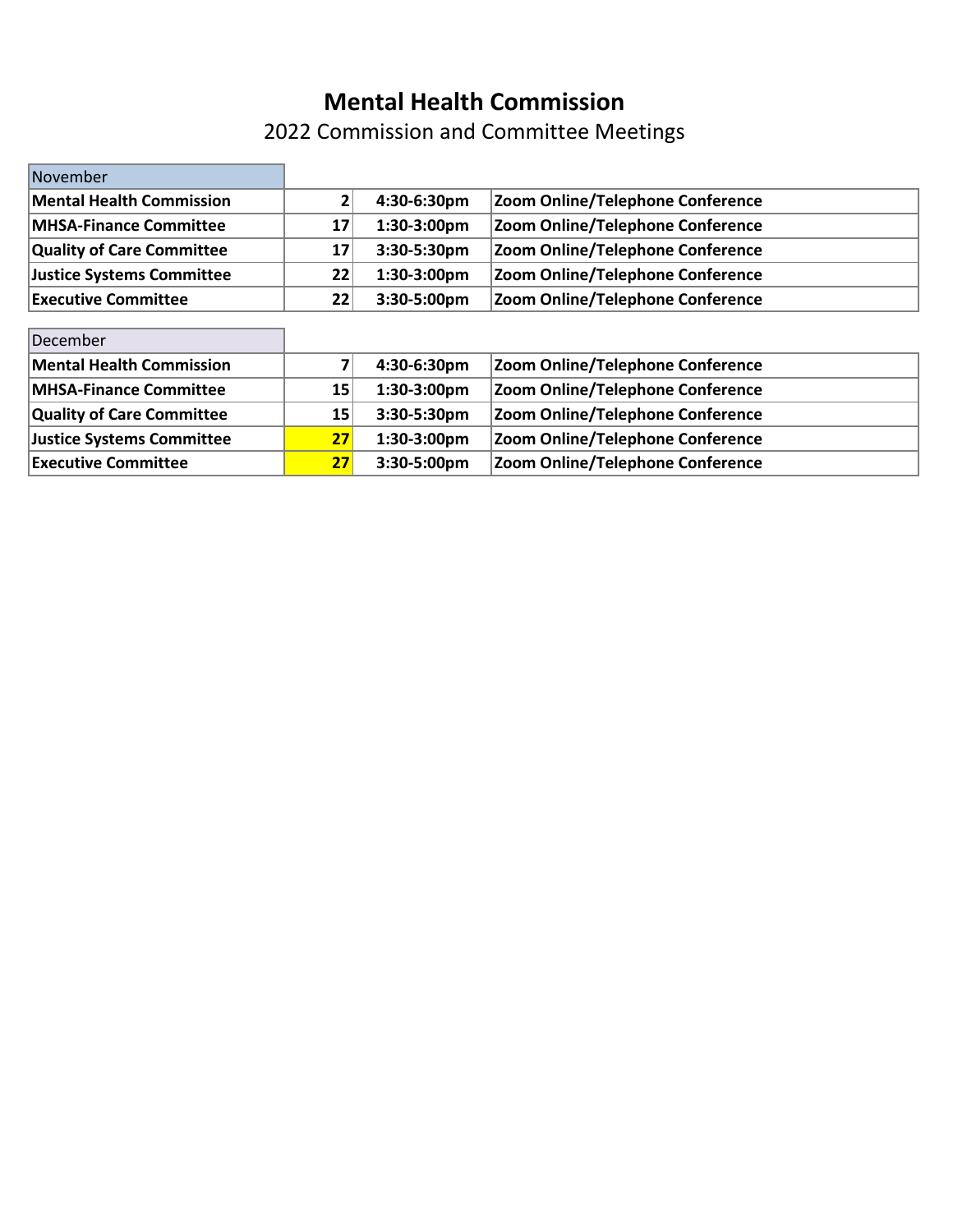# Mental Health Commission

2022 Commission and Committee Meetings

| | | | |
|---|---|---|---|
| November | | | |
| **Mental Health Commission** | **2** | **4:30-6:30pm** | **Zoom Online/Telephone Conference** |
| **MHSA-Finance Committee** | **17** | **1:30-3:00pm** | **Zoom Online/Telephone Conference** |
| **Quality of Care Committee** | **17** | **3:30-5:30pm** | **Zoom Online/Telephone Conference** |
| **Justice Systems Committee** | **22** | **1:30-3:00pm** | **Zoom Online/Telephone Conference** |
| **Executive Committee** | **22** | **3:30-5:00pm** | **Zoom Online/Telephone Conference** |
| December | | | |
| **Mental Health Commission** | **7** | **4:30-6:30pm** | **Zoom Online/Telephone Conference** |
| **MHSA-Finance Committee** | **15** | **1:30-3:00pm** | **Zoom Online/Telephone Conference** |
| **Quality of Care Committee** | **15** | **3:30-5:30pm** | **Zoom Online/Telephone Conference** |
| **Justice Systems Committee** | **27** | **1:30-3:00pm** | **Zoom Online/Telephone Conference** |
| **Executive Committee** | **27** | **3:30-5:00pm** | **Zoom Online/Telephone Conference** |